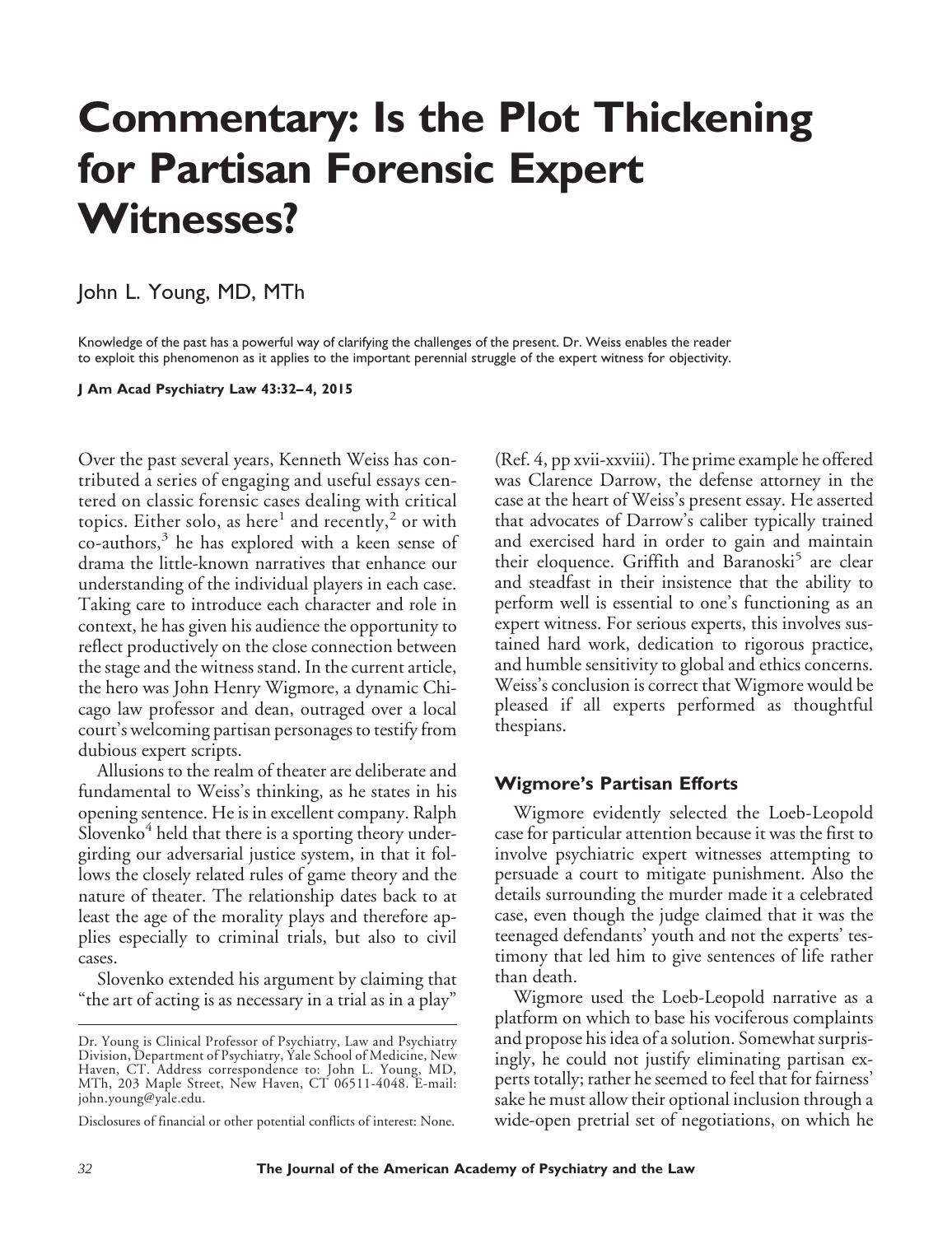# Commentary: Is the Plot Thickening for Partisan Forensic Expert Witnesses?

John L. Young, MD, MTh

Knowledge of the past has a powerful way of clarifying the challenges of the present. Dr. Weiss enables the reader to exploit this phenomenon as it applies to the important perennial struggle of the expert witness for objectivity.

**J Am Acad Psychiatry Law 43:32–4, 2015**

Over the past several years, Kenneth Weiss has contributed a series of engaging and useful essays centered on classic forensic cases dealing with critical topics. Either solo, as here[1] and recently,[2] or with co-authors,[3] he has explored with a keen sense of drama the little-known narratives that enhance our understanding of the individual players in each case. Taking care to introduce each character and role in context, he has given his audience the opportunity to reflect productively on the close connection between the stage and the witness stand. In the current article, the hero was John Henry Wigmore, a dynamic Chicago law professor and dean, outraged over a local court's welcoming partisan personages to testify from dubious expert scripts.

Allusions to the realm of theater are deliberate and fundamental to Weiss's thinking, as he states in his opening sentence. He is in excellent company. Ralph Slovenko[4] held that there is a sporting theory undergirding our adversarial justice system, in that it follows the closely related rules of game theory and the nature of theater. The relationship dates back to at least the age of the morality plays and therefore applies especially to criminal trials, but also to civil cases.

Slovenko extended his argument by claiming that "the art of acting is as necessary in a trial as in a play" (Ref. 4, pp xvii-xxviii). The prime example he offered was Clarence Darrow, the defense attorney in the case at the heart of Weiss's present essay. He asserted that advocates of Darrow's caliber typically trained and exercised hard in order to gain and maintain their eloquence. Griffith and Baranoski[5] are clear and steadfast in their insistence that the ability to perform well is essential to one's functioning as an expert witness. For serious experts, this involves sustained hard work, dedication to rigorous practice, and humble sensitivity to global and ethics concerns. Weiss's conclusion is correct that Wigmore would be pleased if all experts performed as thoughtful thespians.

## Wigmore's Partisan Efforts

Wigmore evidently selected the Loeb-Leopold case for particular attention because it was the first to involve psychiatric expert witnesses attempting to persuade a court to mitigate punishment. Also the details surrounding the murder made it a celebrated case, even though the judge claimed that it was the teenaged defendants' youth and not the experts' testimony that led him to give sentences of life rather than death.

Wigmore used the Loeb-Leopold narrative as a platform on which to base his vociferous complaints and propose his idea of a solution. Somewhat surprisingly, he could not justify eliminating partisan experts totally; rather he seemed to feel that for fairness' sake he must allow their optional inclusion through a wide-open pretrial set of negotiations, on which he

Dr. Young is Clinical Professor of Psychiatry, Law and Psychiatry Division, Department of Psychiatry, Yale School of Medicine, New Haven, CT. Address correspondence to: John L. Young, MD, MTh, 203 Maple Street, New Haven, CT 06511-4048. E-mail: john.young@yale.edu.

Disclosures of financial or other potential conflicts of interest: None.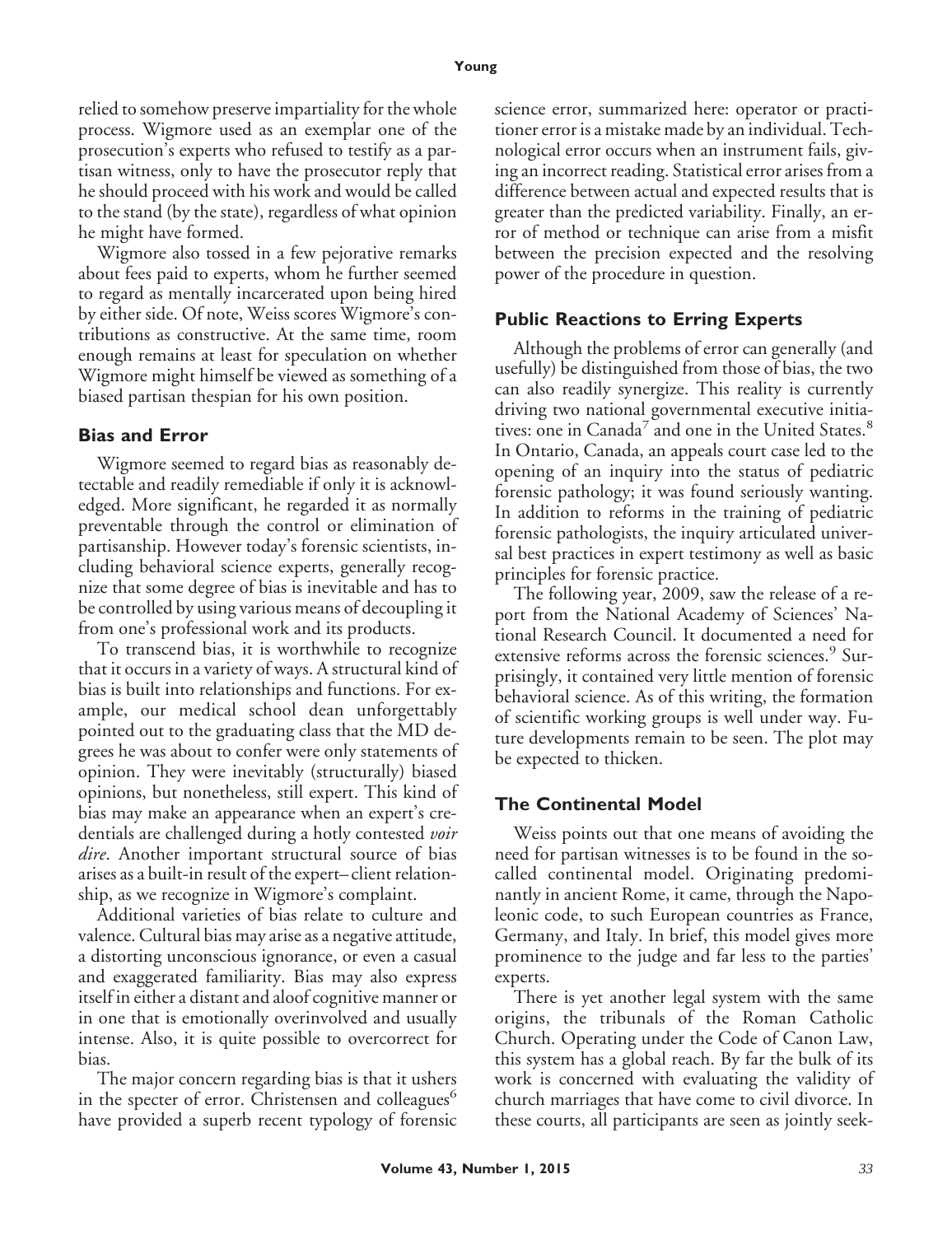relied to somehow preserve impartiality for the whole process. Wigmore used as an exemplar one of the prosecution's experts who refused to testify as a partisan witness, only to have the prosecutor reply that he should proceed with his work and would be called to the stand (by the state), regardless of what opinion he might have formed.

Wigmore also tossed in a few pejorative remarks about fees paid to experts, whom he further seemed to regard as mentally incarcerated upon being hired by either side. Of note, Weiss scores Wigmore's contributions as constructive. At the same time, room enough remains at least for speculation on whether Wigmore might himself be viewed as something of a biased partisan thespian for his own position.

## Bias and Error

Wigmore seemed to regard bias as reasonably detectable and readily remediable if only it is acknowledged. More significant, he regarded it as normally preventable through the control or elimination of partisanship. However today's forensic scientists, including behavioral science experts, generally recognize that some degree of bias is inevitable and has to be controlled by using various means of decoupling it from one's professional work and its products.

To transcend bias, it is worthwhile to recognize that it occurs in a variety of ways. A structural kind of bias is built into relationships and functions. For example, our medical school dean unforgettably pointed out to the graduating class that the MD degrees he was about to confer were only statements of opinion. They were inevitably (structurally) biased opinions, but nonetheless, still expert. This kind of bias may make an appearance when an expert's credentials are challenged during a hotly contested *voir dire*. Another important structural source of bias arises as a built-in result of the expert–client relationship, as we recognize in Wigmore's complaint.

Additional varieties of bias relate to culture and valence. Cultural bias may arise as a negative attitude, a distorting unconscious ignorance, or even a casual and exaggerated familiarity. Bias may also express itself in either a distant and aloof cognitive manner or in one that is emotionally overinvolved and usually intense. Also, it is quite possible to overcorrect for bias.

The major concern regarding bias is that it ushers in the specter of error. Christensen and colleagues[6] have provided a superb recent typology of forensic science error, summarized here: operator or practitioner error is a mistake made by an individual. Technological error occurs when an instrument fails, giving an incorrect reading. Statistical error arises from a difference between actual and expected results that is greater than the predicted variability. Finally, an error of method or technique can arise from a misfit between the precision expected and the resolving power of the procedure in question.

## Public Reactions to Erring Experts

Although the problems of error can generally (and usefully) be distinguished from those of bias, the two can also readily synergize. This reality is currently driving two national governmental executive initiatives: one in Canada[7] and one in the United States.[8] In Ontario, Canada, an appeals court case led to the opening of an inquiry into the status of pediatric forensic pathology; it was found seriously wanting. In addition to reforms in the training of pediatric forensic pathologists, the inquiry articulated universal best practices in expert testimony as well as basic principles for forensic practice.

The following year, 2009, saw the release of a report from the National Academy of Sciences' National Research Council. It documented a need for extensive reforms across the forensic sciences.[9] Surprisingly, it contained very little mention of forensic behavioral science. As of this writing, the formation of scientific working groups is well under way. Future developments remain to be seen. The plot may be expected to thicken.

## The Continental Model

Weiss points out that one means of avoiding the need for partisan witnesses is to be found in the so-called continental model. Originating predominantly in ancient Rome, it came, through the Napoleonic code, to such European countries as France, Germany, and Italy. In brief, this model gives more prominence to the judge and far less to the parties' experts.

There is yet another legal system with the same origins, the tribunals of the Roman Catholic Church. Operating under the Code of Canon Law, this system has a global reach. By far the bulk of its work is concerned with evaluating the validity of church marriages that have come to civil divorce. In these courts, all participants are seen as jointly seek-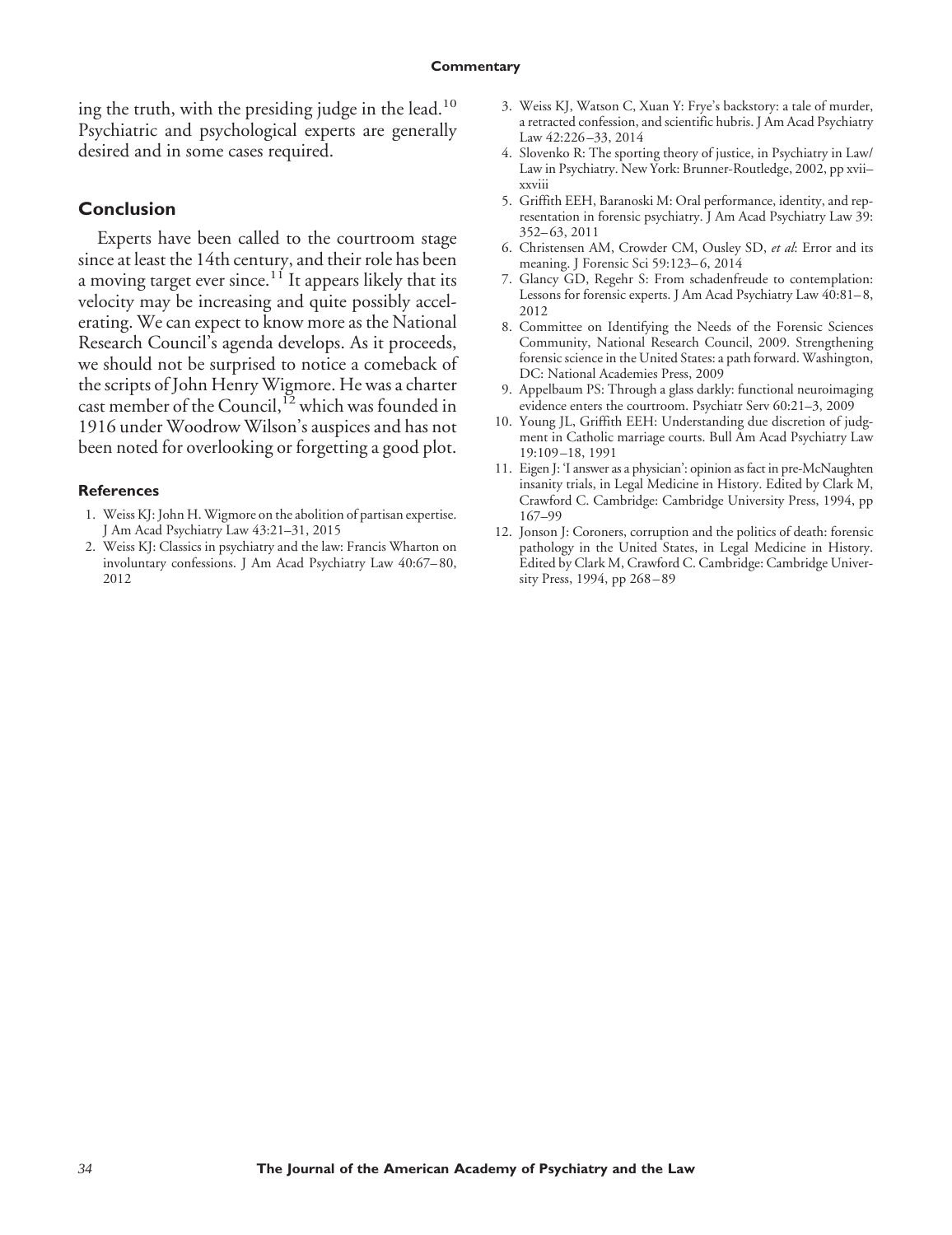ing the truth, with the presiding judge in the lead.[10] Psychiatric and psychological experts are generally desired and in some cases required.

## Conclusion

Experts have been called to the courtroom stage since at least the 14th century, and their role has been a moving target ever since.[11] It appears likely that its velocity may be increasing and quite possibly accelerating. We can expect to know more as the National Research Council's agenda develops. As it proceeds, we should not be surprised to notice a comeback of the scripts of John Henry Wigmore. He was a charter cast member of the Council,[12] which was founded in 1916 under Woodrow Wilson's auspices and has not been noted for overlooking or forgetting a good plot.

### References

1. Weiss KJ: John H. Wigmore on the abolition of partisan expertise. J Am Acad Psychiatry Law 43:21–31, 2015
2. Weiss KJ: Classics in psychiatry and the law: Francis Wharton on involuntary confessions. J Am Acad Psychiatry Law 40:67–80, 2012
3. Weiss KJ, Watson C, Xuan Y: Frye's backstory: a tale of murder, a retracted confession, and scientific hubris. J Am Acad Psychiatry Law 42:226–33, 2014
4. Slovenko R: The sporting theory of justice, in Psychiatry in Law/Law in Psychiatry. New York: Brunner-Routledge, 2002, pp xvii–xxviii
5. Griffith EEH, Baranoski M: Oral performance, identity, and representation in forensic psychiatry. J Am Acad Psychiatry Law 39:352–63, 2011
6. Christensen AM, Crowder CM, Ousley SD, *et al*: Error and its meaning. J Forensic Sci 59:123–6, 2014
7. Glancy GD, Regehr S: From schadenfreude to contemplation: Lessons for forensic experts. J Am Acad Psychiatry Law 40:81–8, 2012
8. Committee on Identifying the Needs of the Forensic Sciences Community, National Research Council, 2009. Strengthening forensic science in the United States: a path forward. Washington, DC: National Academies Press, 2009
9. Appelbaum PS: Through a glass darkly: functional neuroimaging evidence enters the courtroom. Psychiatr Serv 60:21–3, 2009
10. Young JL, Griffith EEH: Understanding due discretion of judgment in Catholic marriage courts. Bull Am Acad Psychiatry Law 19:109–18, 1991
11. Eigen J: 'I answer as a physician': opinion as fact in pre-McNaughten insanity trials, in Legal Medicine in History. Edited by Clark M, Crawford C. Cambridge: Cambridge University Press, 1994, pp 167–99
12. Jonson J: Coroners, corruption and the politics of death: forensic pathology in the United States, in Legal Medicine in History. Edited by Clark M, Crawford C. Cambridge: Cambridge University Press, 1994, pp 268–89